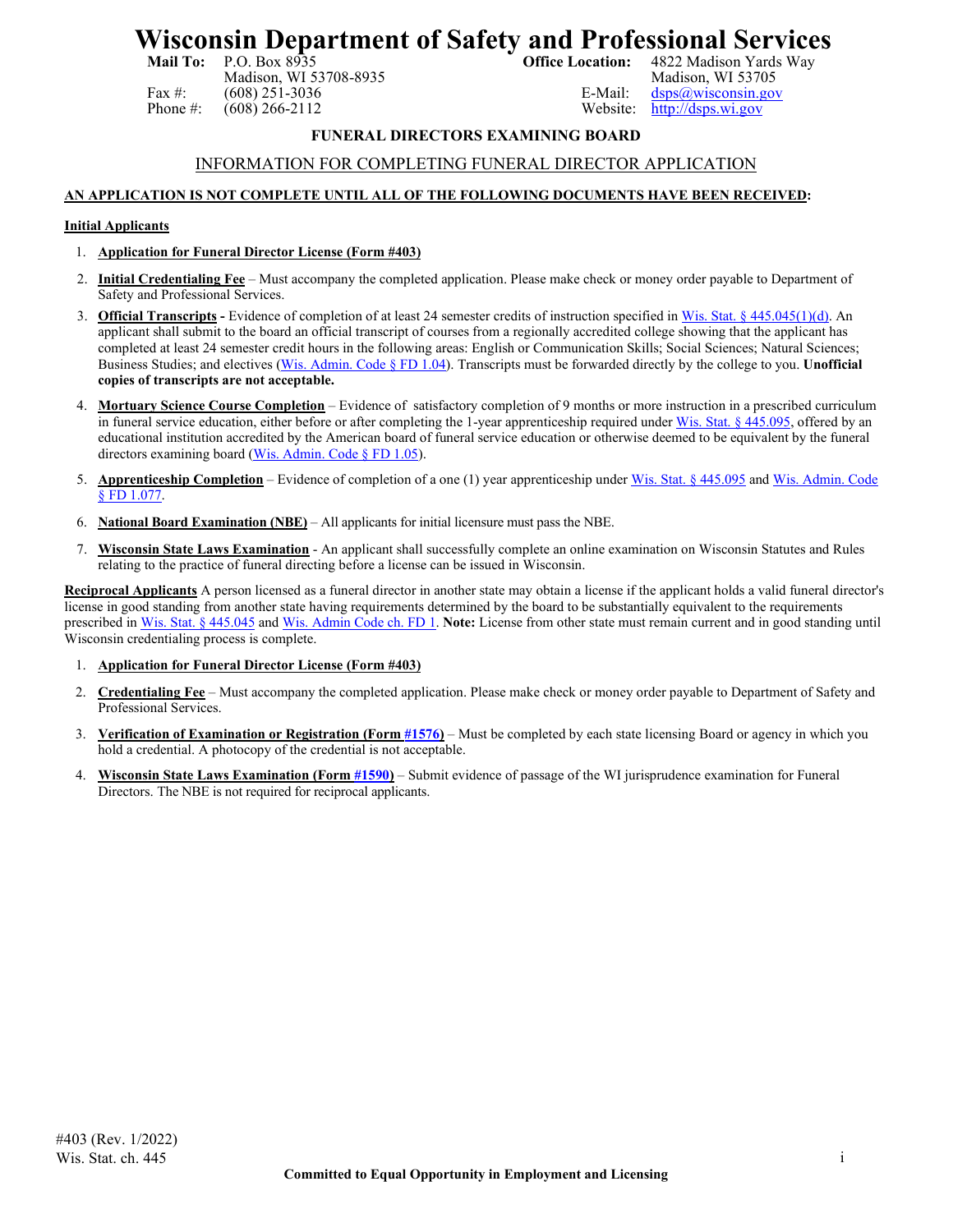# Wisconsin Department of Safety and Professional Services

**Mail To:** P.O. Box 8935
Madison, WI 53708-8935
Fax #: (608) 251-3036
Phone #: (608) 266-2112

**Office Location:** 4822 Madison Yards Way
Madison, WI 53705
E-Mail: dsps@wisconsin.gov
Website: http://dsps.wi.gov

## FUNERAL DIRECTORS EXAMINING BOARD

### INFORMATION FOR COMPLETING FUNERAL DIRECTOR APPLICATION

**AN APPLICATION IS NOT COMPLETE UNTIL ALL OF THE FOLLOWING DOCUMENTS HAVE BEEN RECEIVED:**

**Initial Applicants**

1. **Application for Funeral Director License (Form #403)**
2. **Initial Credentialing Fee** – Must accompany the completed application. Please make check or money order payable to Department of Safety and Professional Services.
3. **Official Transcripts -** Evidence of completion of at least 24 semester credits of instruction specified in Wis. Stat. § 445.045(1)(d). An applicant shall submit to the board an official transcript of courses from a regionally accredited college showing that the applicant has completed at least 24 semester credit hours in the following areas: English or Communication Skills; Social Sciences; Natural Sciences; Business Studies; and electives (Wis. Admin. Code § FD 1.04). Transcripts must be forwarded directly by the college to you. **Unofficial copies of transcripts are not acceptable.**
4. **Mortuary Science Course Completion** – Evidence of satisfactory completion of 9 months or more instruction in a prescribed curriculum in funeral service education, either before or after completing the 1-year apprenticeship required under Wis. Stat. § 445.095, offered by an educational institution accredited by the American board of funeral service education or otherwise deemed to be equivalent by the funeral directors examining board (Wis. Admin. Code § FD 1.05).
5. **Apprenticeship Completion** – Evidence of completion of a one (1) year apprenticeship under Wis. Stat. § 445.095 and Wis. Admin. Code § FD 1.077.
6. **National Board Examination (NBE)** – All applicants for initial licensure must pass the NBE.
7. **Wisconsin State Laws Examination** - An applicant shall successfully complete an online examination on Wisconsin Statutes and Rules relating to the practice of funeral directing before a license can be issued in Wisconsin.

**Reciprocal Applicants** A person licensed as a funeral director in another state may obtain a license if the applicant holds a valid funeral director's license in good standing from another state having requirements determined by the board to be substantially equivalent to the requirements prescribed in Wis. Stat. § 445.045 and Wis. Admin Code ch. FD 1. **Note:** License from other state must remain current and in good standing until Wisconsin credentialing process is complete.

1. **Application for Funeral Director License (Form #403)**
2. **Credentialing Fee** – Must accompany the completed application. Please make check or money order payable to Department of Safety and Professional Services.
3. **Verification of Examination or Registration (Form #1576)** – Must be completed by each state licensing Board or agency in which you hold a credential. A photocopy of the credential is not acceptable.
4. **Wisconsin State Laws Examination (Form #1590)** – Submit evidence of passage of the WI jurisprudence examination for Funeral Directors. The NBE is not required for reciprocal applicants.

#403 (Rev. 1/2022)
Wis. Stat. ch. 445

**Committed to Equal Opportunity in Employment and Licensing**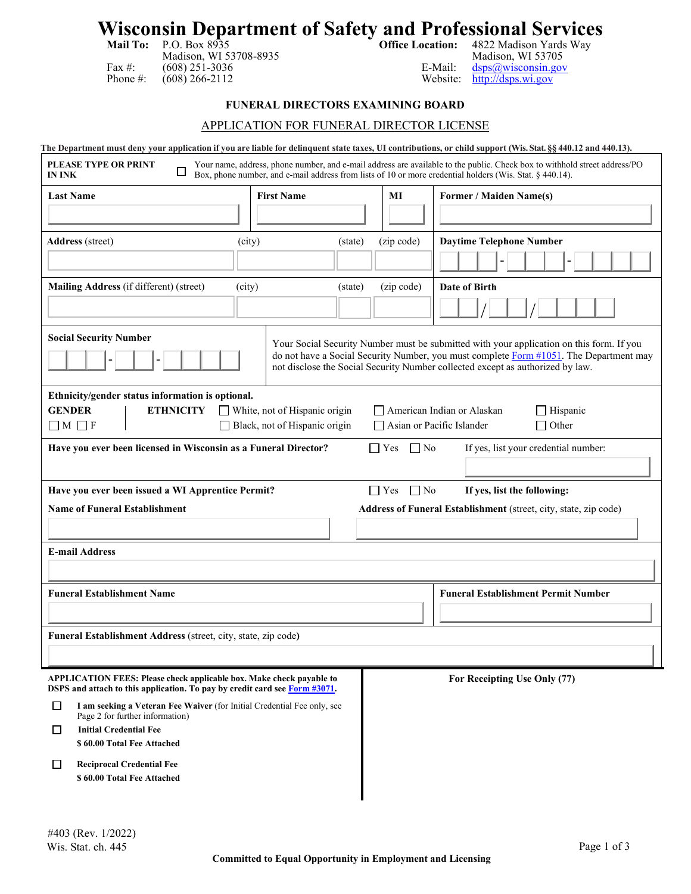# Wisconsin Department of Safety and Professional Services

**Mail To:** P.O. Box 8935
Madison, WI 53708-8935
Fax #: (608) 251-3036
Phone #: (608) 266-2112

**Office Location:** 4822 Madison Yards Way
Madison, WI 53705
E-Mail: dsps@wisconsin.gov
Website: http://dsps.wi.gov

### FUNERAL DIRECTORS EXAMINING BOARD

### APPLICATION FOR FUNERAL DIRECTOR LICENSE

**The Department must deny your application if you are liable for delinquent state taxes, UI contributions, or child support (Wis. Stat. §§ 440.12 and 440.13).**

**PLEASE TYPE OR PRINT IN INK**

☐ Your name, address, phone number, and e-mail address are available to the public. Check box to withhold street address/PO Box, phone number, and e-mail address from lists of 10 or more credential holders (Wis. Stat. § 440.14).

| **Last Name** | **First Name** | **MI** | **Former / Maiden Name(s)** |
|---|---|---|---|
| | | | |

| **Address** (street) | (city) | (state) | (zip code) | **Daytime Telephone Number** |
|---|---|---|---|---|
| | | | | ___-___-___ |

| **Mailing Address** (if different) (street) | (city) | (state) | (zip code) | **Date of Birth** |
|---|---|---|---|---|
| | | | | ___/___/___ |

**Social Security Number** ___-___-___

Your Social Security Number must be submitted with your application on this form. If you do not have a Social Security Number, you must complete Form #1051. The Department may not disclose the Social Security Number collected except as authorized by law.

**Ethnicity/gender status information is optional.**

**GENDER** ☐ M ☐ F

**ETHNICITY** ☐ White, not of Hispanic origin ☐ Black, not of Hispanic origin ☐ American Indian or Alaskan ☐ Asian or Pacific Islander ☐ Hispanic ☐ Other

**Have you ever been licensed in Wisconsin as a Funeral Director?** ☐ Yes ☐ No If yes, list your credential number:

**Have you ever been issued a WI Apprentice Permit?** ☐ Yes ☐ No **If yes, list the following:**

| **Name of Funeral Establishment** | **Address of Funeral Establishment** (street, city, state, zip code) |
|---|---|
| | |

**E-mail Address**

| **Funeral Establishment Name** | **Funeral Establishment Permit Number** |
|---|---|
| | |

**Funeral Establishment Address** (street, city, state, zip code**)**

**APPLICATION FEES: Please check applicable box. Make check payable to DSPS and attach to this application. To pay by credit card see Form #3071.**

☐ **I am seeking a Veteran Fee Waiver** (for Initial Credential Fee only, see Page 2 for further information)

☐ **Initial Credential Fee**
**$ 60.00 Total Fee Attached**

☐ **Reciprocal Credential Fee**
**$ 60.00 Total Fee Attached**

**For Receipting Use Only (77)**

#403 (Rev. 1/2022)
Wis. Stat. ch. 445

**Committed to Equal Opportunity in Employment and Licensing**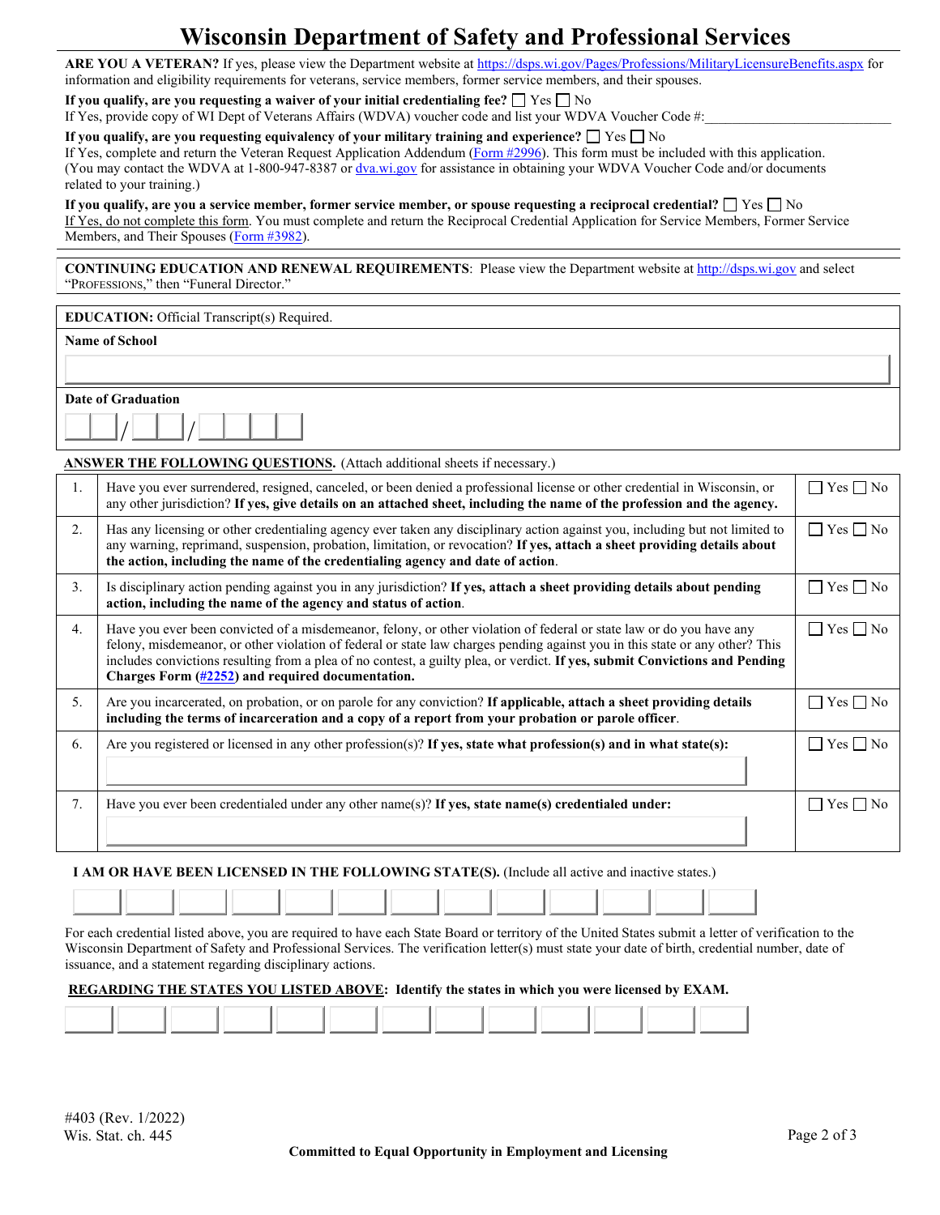# Wisconsin Department of Safety and Professional Services

**ARE YOU A VETERAN?** If yes, please view the Department website at https://dsps.wi.gov/Pages/Professions/MilitaryLicensureBenefits.aspx for information and eligibility requirements for veterans, service members, former service members, and their spouses.

**If you qualify, are you requesting a waiver of your initial credentialing fee?** ☐ Yes ☐ No
If Yes, provide copy of WI Dept of Veterans Affairs (WDVA) voucher code and list your WDVA Voucher Code #:\_\_\_\_\_\_\_\_\_\_\_\_\_\_\_\_\_\_\_\_\_\_\_\_\_\_\_\_

**If you qualify, are you requesting equivalency of your military training and experience?** ☐ Yes ☐ No
If Yes, complete and return the Veteran Request Application Addendum (Form #2996). This form must be included with this application. (You may contact the WDVA at 1-800-947-8387 or dva.wi.gov for assistance in obtaining your WDVA Voucher Code and/or documents related to your training.)

**If you qualify, are you a service member, former service member, or spouse requesting a reciprocal credential?** ☐ Yes ☐ No
If Yes, do not complete this form. You must complete and return the Reciprocal Credential Application for Service Members, Former Service Members, and Their Spouses (Form #3982).

**CONTINUING EDUCATION AND RENEWAL REQUIREMENTS**: Please view the Department website at http://dsps.wi.gov and select "Professions," then "Funeral Director."

**EDUCATION:** Official Transcript(s) Required.

**Name of School**

\_\_\_\_\_\_\_\_\_\_\_\_\_\_\_\_\_\_\_\_\_\_\_\_\_\_\_\_\_\_

**Date of Graduation**

\_\_ \_\_ / \_\_ \_\_ / \_\_ \_\_ \_\_ \_\_

**ANSWER THE FOLLOWING QUESTIONS.** (Attach additional sheets if necessary.)

| | | |
|---|---|---|
| 1. | Have you ever surrendered, resigned, canceled, or been denied a professional license or other credential in Wisconsin, or any other jurisdiction? **If yes, give details on an attached sheet, including the name of the profession and the agency.** | ☐ Yes ☐ No |
| 2. | Has any licensing or other credentialing agency ever taken any disciplinary action against you, including but not limited to any warning, reprimand, suspension, probation, limitation, or revocation? **If yes, attach a sheet providing details about the action, including the name of the credentialing agency and date of action**. | ☐ Yes ☐ No |
| 3. | Is disciplinary action pending against you in any jurisdiction? **If yes, attach a sheet providing details about pending action, including the name of the agency and status of action**. | ☐ Yes ☐ No |
| 4. | Have you ever been convicted of a misdemeanor, felony, or other violation of federal or state law or do you have any felony, misdemeanor, or other violation of federal or state law charges pending against you in this state or any other? This includes convictions resulting from a plea of no contest, a guilty plea, or verdict. **If yes, submit Convictions and Pending Charges Form (#2252) and required documentation.** | ☐ Yes ☐ No |
| 5. | Are you incarcerated, on probation, or on parole for any conviction? **If applicable, attach a sheet providing details including the terms of incarceration and a copy of a report from your probation or parole officer**. | ☐ Yes ☐ No |
| 6. | Are you registered or licensed in any other profession(s)? **If yes, state what profession(s) and in what state(s):** | ☐ Yes ☐ No |
| 7. | Have you ever been credentialed under any other name(s)? **If yes, state name(s) credentialed under:** | ☐ Yes ☐ No |

**I AM OR HAVE BEEN LICENSED IN THE FOLLOWING STATE(S).** (Include all active and inactive states.)

| | | | | | | | | | | | | |
|---|---|---|---|---|---|---|---|---|---|---|---|---|
| | | | | | | | | | | | | |

For each credential listed above, you are required to have each State Board or territory of the United States submit a letter of verification to the Wisconsin Department of Safety and Professional Services. The verification letter(s) must state your date of birth, credential number, date of issuance, and a statement regarding disciplinary actions.

**REGARDING THE STATES YOU LISTED ABOVE: Identify the states in which you were licensed by EXAM.**

| | | | | | | | | | | | | |
|---|---|---|---|---|---|---|---|---|---|---|---|---|
| | | | | | | | | | | | | |

#403 (Rev. 1/2022)
Wis. Stat. ch. 445

**Committed to Equal Opportunity in Employment and Licensing**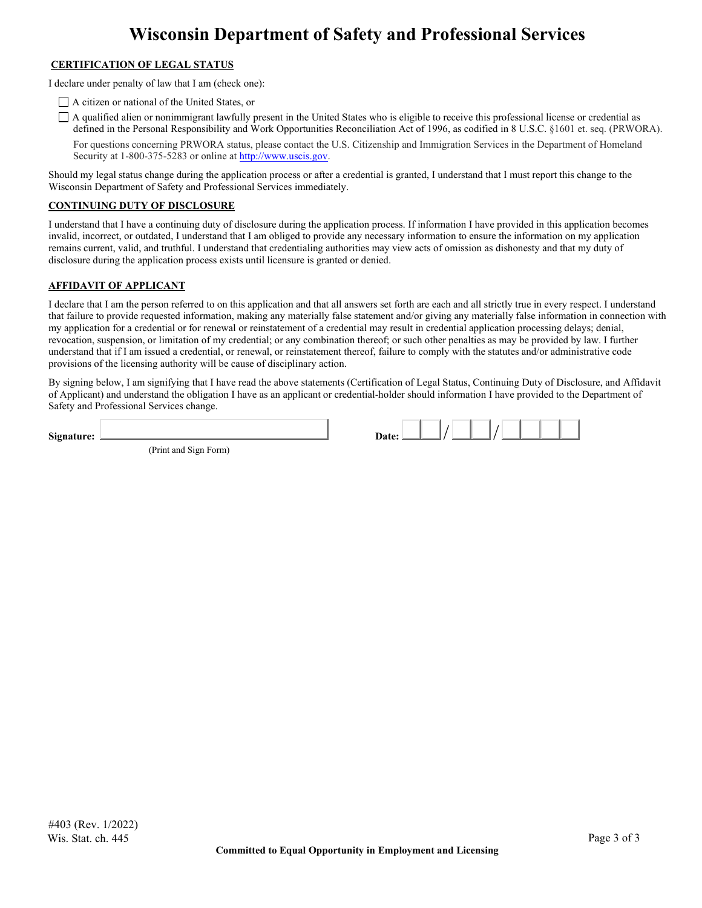# Wisconsin Department of Safety and Professional Services

**CERTIFICATION OF LEGAL STATUS**

I declare under penalty of law that I am (check one):

- ☐ A citizen or national of the United States, or
- ☐ A qualified alien or nonimmigrant lawfully present in the United States who is eligible to receive this professional license or credential as defined in the Personal Responsibility and Work Opportunities Reconciliation Act of 1996, as codified in 8 U.S.C. §1601 et. seq. (PRWORA).

  For questions concerning PRWORA status, please contact the U.S. Citizenship and Immigration Services in the Department of Homeland Security at 1-800-375-5283 or online at http://www.uscis.gov.

Should my legal status change during the application process or after a credential is granted, I understand that I must report this change to the Wisconsin Department of Safety and Professional Services immediately.

**CONTINUING DUTY OF DISCLOSURE**

I understand that I have a continuing duty of disclosure during the application process. If information I have provided in this application becomes invalid, incorrect, or outdated, I understand that I am obliged to provide any necessary information to ensure the information on my application remains current, valid, and truthful. I understand that credentialing authorities may view acts of omission as dishonesty and that my duty of disclosure during the application process exists until licensure is granted or denied.

**AFFIDAVIT OF APPLICANT**

I declare that I am the person referred to on this application and that all answers set forth are each and all strictly true in every respect. I understand that failure to provide requested information, making any materially false statement and/or giving any materially false information in connection with my application for a credential or for renewal or reinstatement of a credential may result in credential application processing delays; denial, revocation, suspension, or limitation of my credential; or any combination thereof; or such other penalties as may be provided by law. I further understand that if I am issued a credential, or renewal, or reinstatement thereof, failure to comply with the statutes and/or administrative code provisions of the licensing authority will be cause of disciplinary action.

By signing below, I am signifying that I have read the above statements (Certification of Legal Status, Continuing Duty of Disclosure, and Affidavit of Applicant) and understand the obligation I have as an applicant or credential-holder should information I have provided to the Department of Safety and Professional Services change.

**Signature:** ______________________________ **Date:** ___ ___ / ___ ___ / ___ ___ ___ ___

(Print and Sign Form)

#403 (Rev. 1/2022)
Wis. Stat. ch. 445

**Committed to Equal Opportunity in Employment and Licensing**